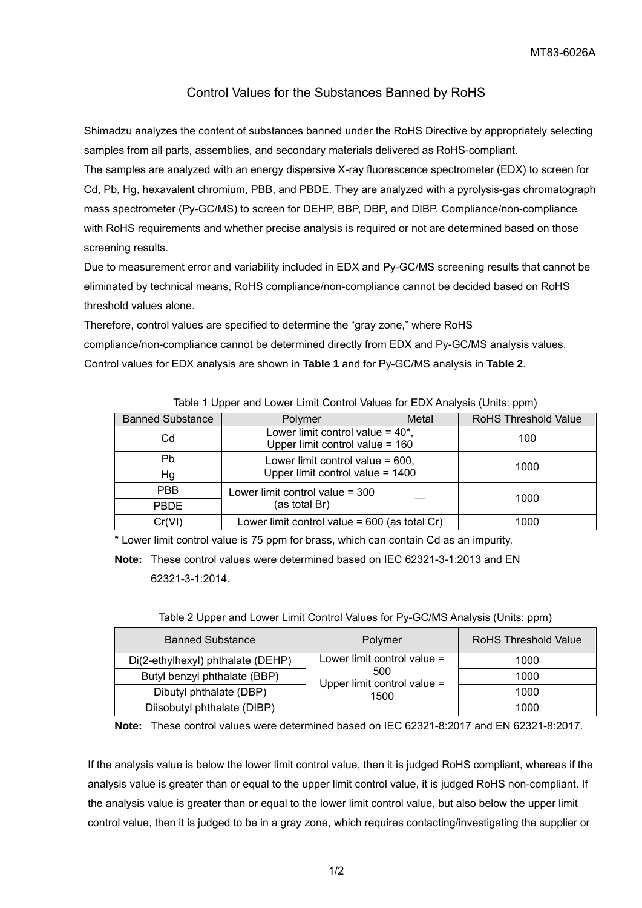MT83-6026A

# Control Values for the Substances Banned by RoHS

Shimadzu analyzes the content of substances banned under the RoHS Directive by appropriately selecting samples from all parts, assemblies, and secondary materials delivered as RoHS-compliant.

The samples are analyzed with an energy dispersive X-ray fluorescence spectrometer (EDX) to screen for Cd, Pb, Hg, hexavalent chromium, PBB, and PBDE. They are analyzed with a pyrolysis-gas chromatograph mass spectrometer (Py-GC/MS) to screen for DEHP, BBP, DBP, and DIBP. Compliance/non-compliance with RoHS requirements and whether precise analysis is required or not are determined based on those screening results.

Due to measurement error and variability included in EDX and Py-GC/MS screening results that cannot be eliminated by technical means, RoHS compliance/non-compliance cannot be decided based on RoHS threshold values alone.

Therefore, control values are specified to determine the "gray zone," where RoHS compliance/non-compliance cannot be determined directly from EDX and Py-GC/MS analysis values. Control values for EDX analysis are shown in **Table 1** and for Py-GC/MS analysis in **Table 2**.

Table 1 Upper and Lower Limit Control Values for EDX Analysis (Units: ppm)

| Banned Substance | Polymer | Metal | RoHS Threshold Value |
|---|---|---|---|
| Cd | Lower limit control value = 40*, Upper limit control value = 160 | | 100 |
| Pb | Lower limit control value = 600, Upper limit control value = 1400 | | 1000 |
| Hg | | | |
| PBB | Lower limit control value = 300 (as total Br) | — | 1000 |
| PBDE | | | |
| Cr(VI) | Lower limit control value = 600 (as total Cr) | | 1000 |

\* Lower limit control value is 75 ppm for brass, which can contain Cd as an impurity.

**Note:** These control values were determined based on IEC 62321-3-1:2013 and EN 62321-3-1:2014.

Table 2 Upper and Lower Limit Control Values for Py-GC/MS Analysis (Units: ppm)

| Banned Substance | Polymer | RoHS Threshold Value |
|---|---|---|
| Di(2-ethylhexyl) phthalate (DEHP) | Lower limit control value = 500 Upper limit control value = 1500 | 1000 |
| Butyl benzyl phthalate (BBP) | | 1000 |
| Dibutyl phthalate (DBP) | | 1000 |
| Diisobutyl phthalate (DIBP) | | 1000 |

**Note:** These control values were determined based on IEC 62321-8:2017 and EN 62321-8:2017.

If the analysis value is below the lower limit control value, then it is judged RoHS compliant, whereas if the analysis value is greater than or equal to the upper limit control value, it is judged RoHS non-compliant. If the analysis value is greater than or equal to the lower limit control value, but also below the upper limit control value, then it is judged to be in a gray zone, which requires contacting/investigating the supplier or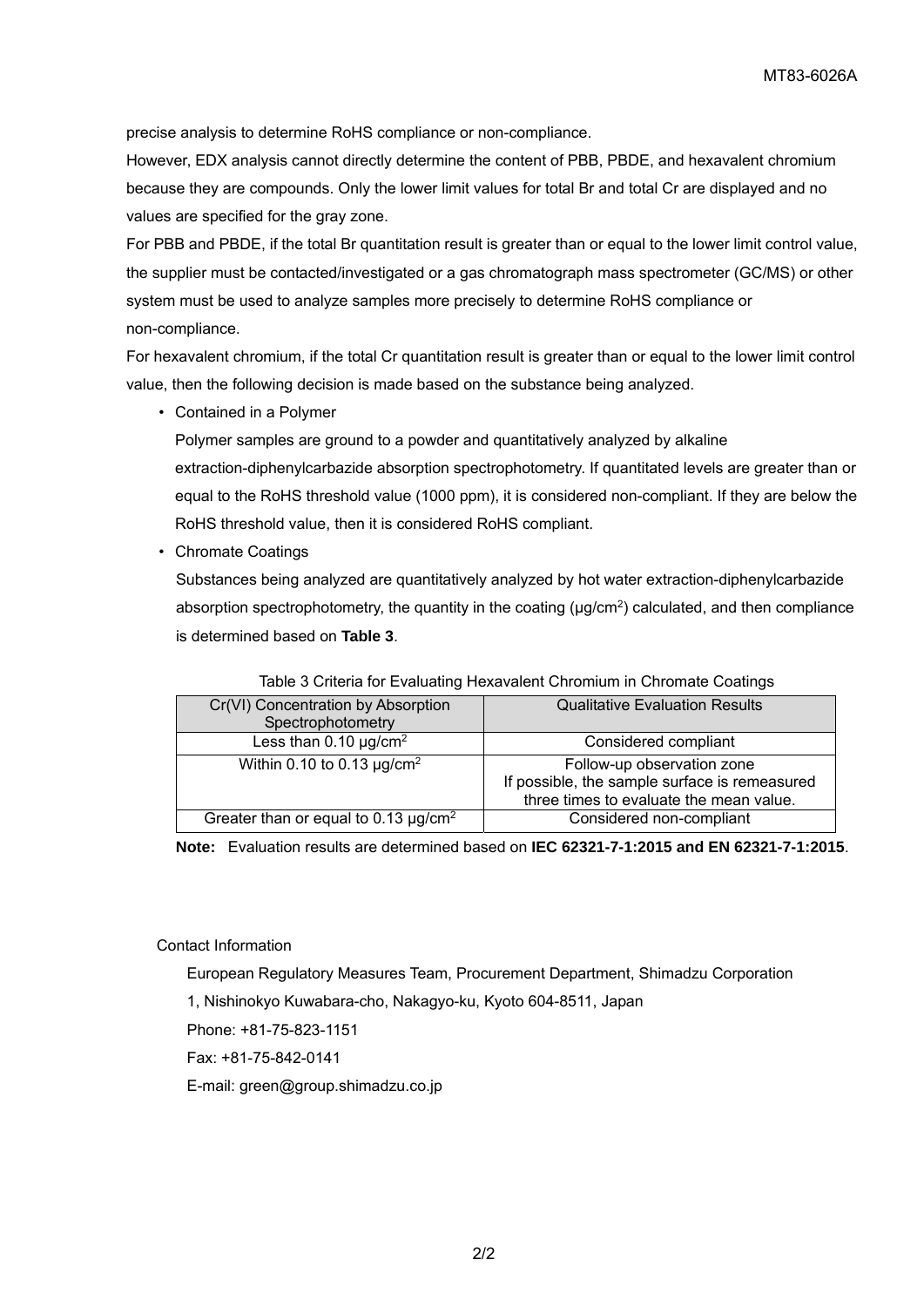precise analysis to determine RoHS compliance or non-compliance.

However, EDX analysis cannot directly determine the content of PBB, PBDE, and hexavalent chromium because they are compounds. Only the lower limit values for total Br and total Cr are displayed and no values are specified for the gray zone.

For PBB and PBDE, if the total Br quantitation result is greater than or equal to the lower limit control value, the supplier must be contacted/investigated or a gas chromatograph mass spectrometer (GC/MS) or other system must be used to analyze samples more precisely to determine RoHS compliance or non-compliance.

For hexavalent chromium, if the total Cr quantitation result is greater than or equal to the lower limit control value, then the following decision is made based on the substance being analyzed.

- Contained in a Polymer

  Polymer samples are ground to a powder and quantitatively analyzed by alkaline extraction-diphenylcarbazide absorption spectrophotometry. If quantitated levels are greater than or equal to the RoHS threshold value (1000 ppm), it is considered non-compliant. If they are below the RoHS threshold value, then it is considered RoHS compliant.

- Chromate Coatings

  Substances being analyzed are quantitatively analyzed by hot water extraction-diphenylcarbazide absorption spectrophotometry, the quantity in the coating (μg/cm$^2$) calculated, and then compliance is determined based on **Table 3**.

Table 3 Criteria for Evaluating Hexavalent Chromium in Chromate Coatings

| Cr(VI) Concentration by Absorption Spectrophotometry | Qualitative Evaluation Results |
|---|---|
| Less than 0.10 μg/cm$^2$ | Considered compliant |
| Within 0.10 to 0.13 μg/cm$^2$ | Follow-up observation zone<br>If possible, the sample surface is remeasured three times to evaluate the mean value. |
| Greater than or equal to 0.13 μg/cm$^2$ | Considered non-compliant |

**Note:** Evaluation results are determined based on **IEC 62321-7-1:2015 and EN 62321-7-1:2015**.

Contact Information

European Regulatory Measures Team, Procurement Department, Shimadzu Corporation

1, Nishinokyo Kuwabara-cho, Nakagyo-ku, Kyoto 604-8511, Japan

Phone: +81-75-823-1151

Fax: +81-75-842-0141

E-mail: green@group.shimadzu.co.jp